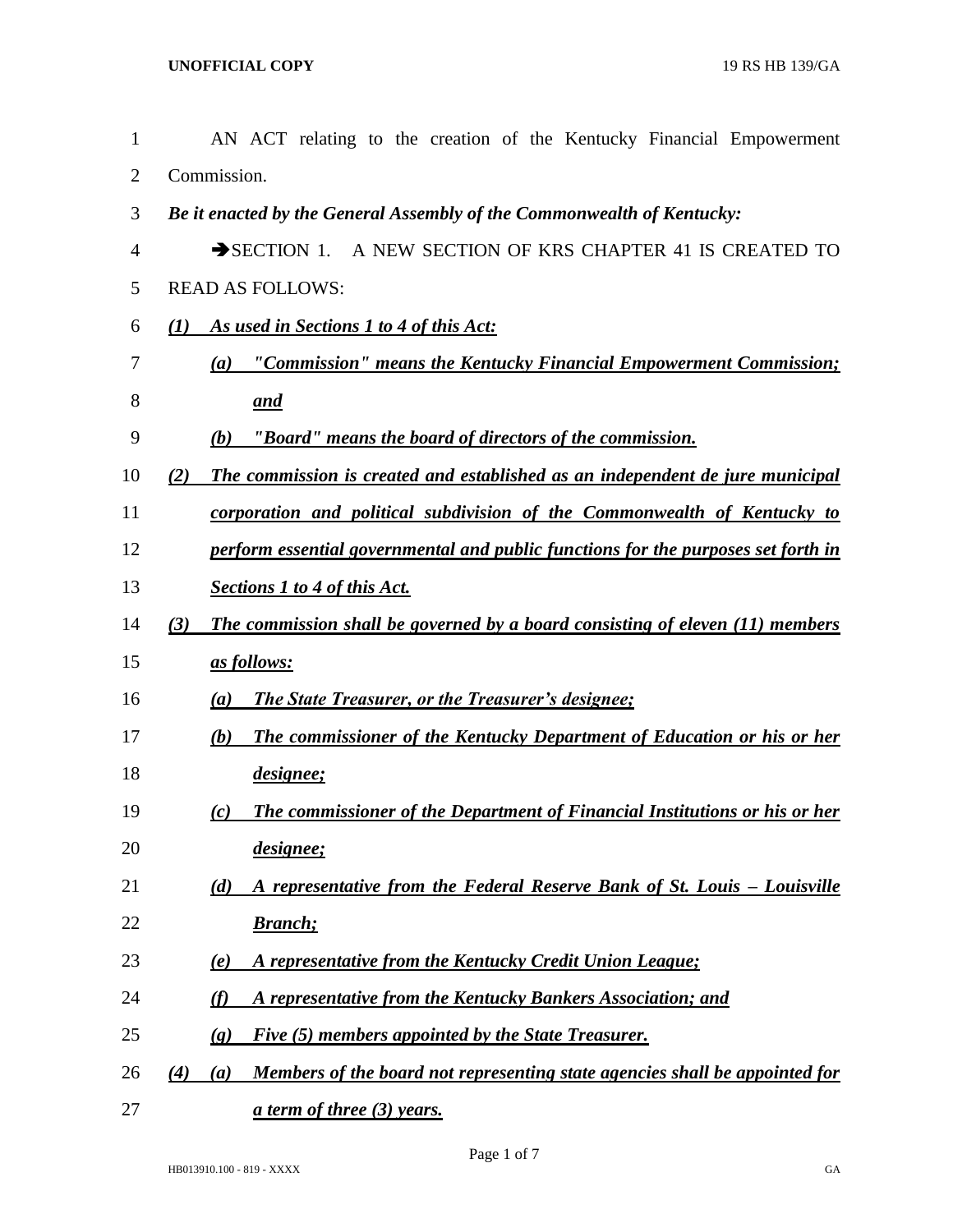AN ACT relating to the creation of the Kentucky Financial Empowerment Commission.

***Be it enacted by the General Assembly of the Commonwealth of Kentucky:***

➔SECTION 1. A NEW SECTION OF KRS CHAPTER 41 IS CREATED TO READ AS FOLLOWS:

***(1) As used in Sections 1 to 4 of this Act:***

***(a) "Commission" means the Kentucky Financial Empowerment Commission; and***

***(b) "Board" means the board of directors of the commission.***

***(2) The commission is created and established as an independent de jure municipal corporation and political subdivision of the Commonwealth of Kentucky to perform essential governmental and public functions for the purposes set forth in Sections 1 to 4 of this Act.***

***(3) The commission shall be governed by a board consisting of eleven (11) members as follows:***

***(a) The State Treasurer, or the Treasurer's designee;***

***(b) The commissioner of the Kentucky Department of Education or his or her designee;***

***(c) The commissioner of the Department of Financial Institutions or his or her designee;***

***(d) A representative from the Federal Reserve Bank of St. Louis – Louisville Branch;***

***(e) A representative from the Kentucky Credit Union League;***

***(f) A representative from the Kentucky Bankers Association; and***

***(g) Five (5) members appointed by the State Treasurer.***

***(4) (a) Members of the board not representing state agencies shall be appointed for a term of three (3) years.***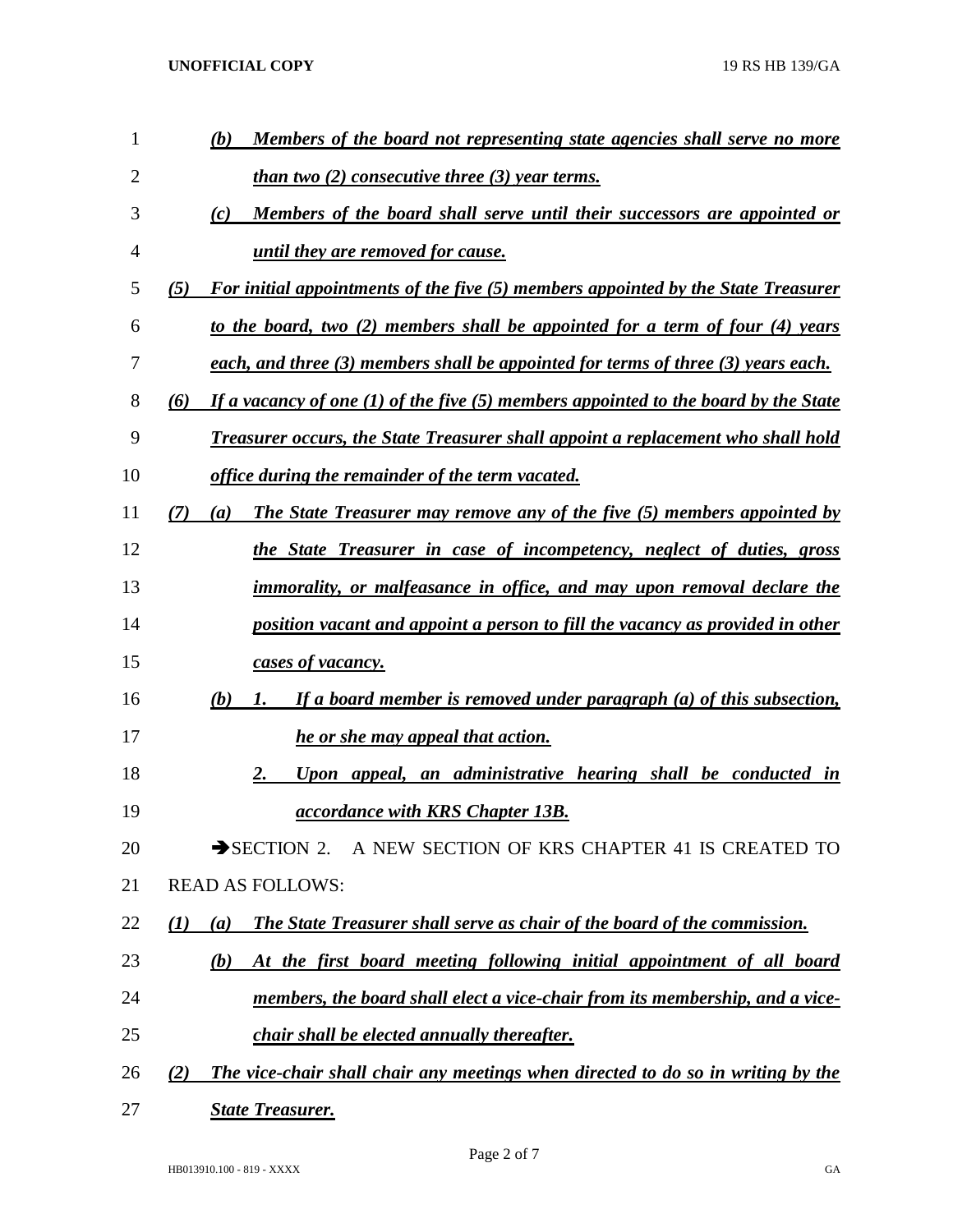*(b) Members of the board not representing state agencies shall serve no more than two (2) consecutive three (3) year terms.*

*(c) Members of the board shall serve until their successors are appointed or until they are removed for cause.*

*(5) For initial appointments of the five (5) members appointed by the State Treasurer to the board, two (2) members shall be appointed for a term of four (4) years each, and three (3) members shall be appointed for terms of three (3) years each.*

*(6) If a vacancy of one (1) of the five (5) members appointed to the board by the State Treasurer occurs, the State Treasurer shall appoint a replacement who shall hold office during the remainder of the term vacated.*

*(7) (a) The State Treasurer may remove any of the five (5) members appointed by the State Treasurer in case of incompetency, neglect of duties, gross immorality, or malfeasance in office, and may upon removal declare the position vacant and appoint a person to fill the vacancy as provided in other cases of vacancy.*

*(b) 1. If a board member is removed under paragraph (a) of this subsection, he or she may appeal that action.*

*2. Upon appeal, an administrative hearing shall be conducted in accordance with KRS Chapter 13B.*

➔SECTION 2. A NEW SECTION OF KRS CHAPTER 41 IS CREATED TO READ AS FOLLOWS:

*(1) (a) The State Treasurer shall serve as chair of the board of the commission.*

*(b) At the first board meeting following initial appointment of all board members, the board shall elect a vice-chair from its membership, and a vice-chair shall be elected annually thereafter.*

*(2) The vice-chair shall chair any meetings when directed to do so in writing by the State Treasurer.*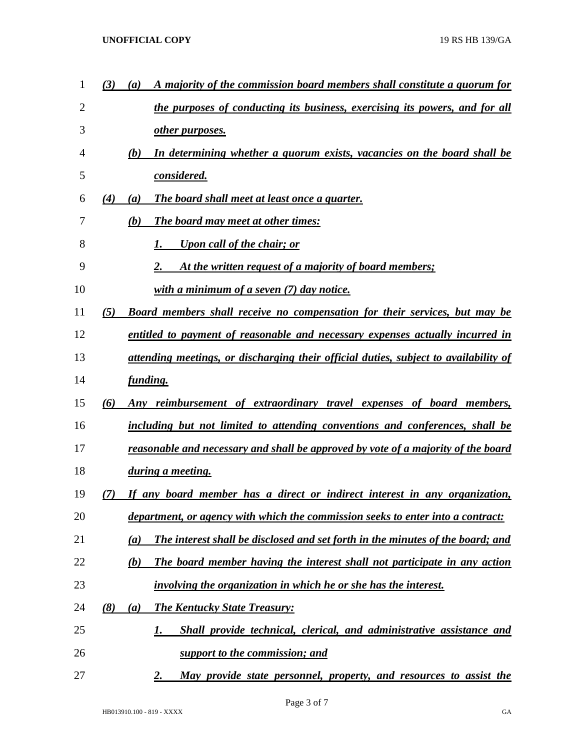*(3)* *(a)* ***A majority of the commission board members shall constitute a quorum for the purposes of conducting its business, exercising its powers, and for all other purposes.***

*(b)* ***In determining whether a quorum exists, vacancies on the board shall be considered.***

*(4)* *(a)* ***The board shall meet at least once a quarter.***

*(b)* ***The board may meet at other times:***

*1.* ***Upon call of the chair; or***

*2.* ***At the written request of a majority of board members;***

***with a minimum of a seven (7) day notice.***

*(5)* ***Board members shall receive no compensation for their services, but may be entitled to payment of reasonable and necessary expenses actually incurred in attending meetings, or discharging their official duties, subject to availability of funding.***

*(6)* ***Any reimbursement of extraordinary travel expenses of board members, including but not limited to attending conventions and conferences, shall be reasonable and necessary and shall be approved by vote of a majority of the board during a meeting.***

*(7)* ***If any board member has a direct or indirect interest in any organization, department, or agency with which the commission seeks to enter into a contract:***

*(a)* ***The interest shall be disclosed and set forth in the minutes of the board; and***

*(b)* ***The board member having the interest shall not participate in any action involving the organization in which he or she has the interest.***

*(8)* *(a)* ***The Kentucky State Treasury:***

*1.* ***Shall provide technical, clerical, and administrative assistance and support to the commission; and***

*2.* ***May provide state personnel, property, and resources to assist the***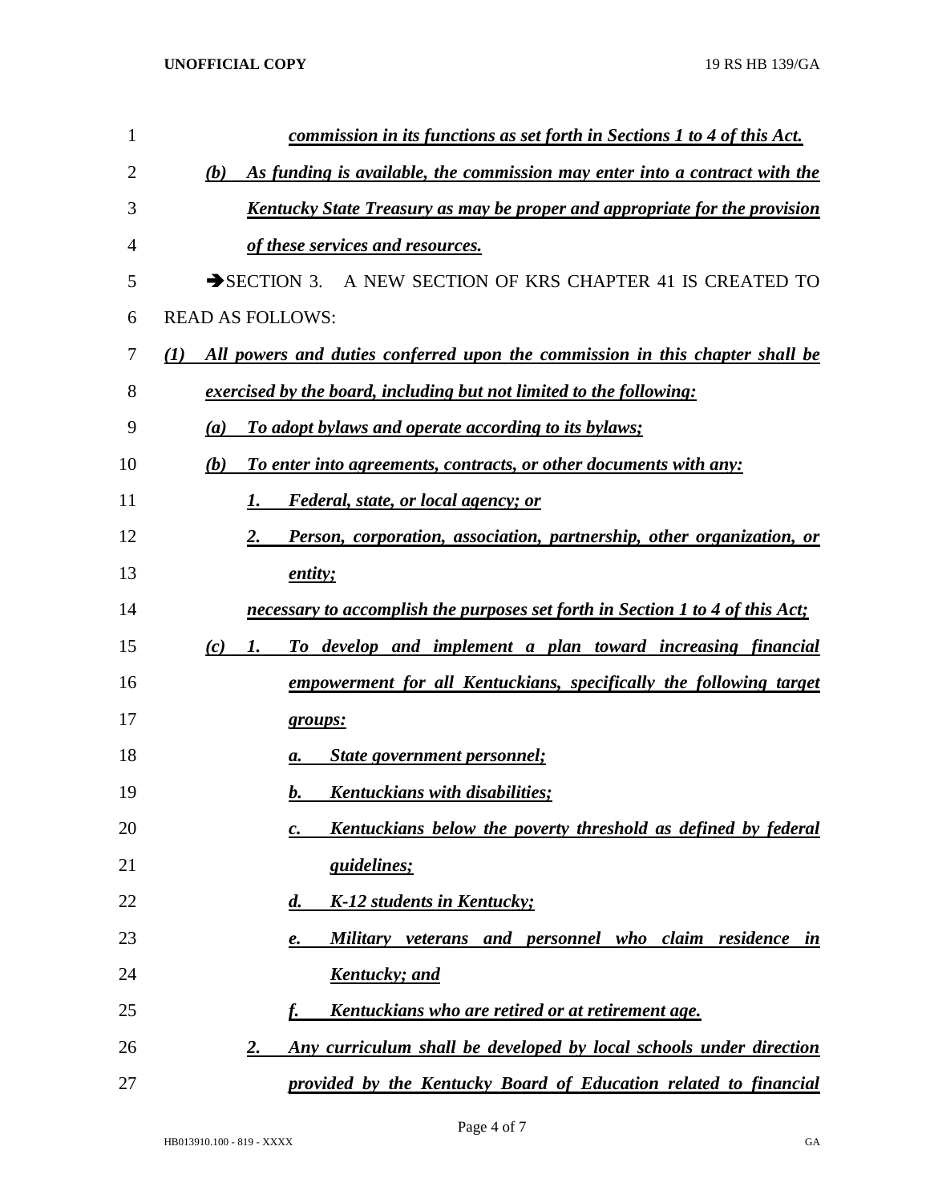commission in its functions as set forth in Sections 1 to 4 of this Act.

(b) As funding is available, the commission may enter into a contract with the Kentucky State Treasury as may be proper and appropriate for the provision of these services and resources.

→SECTION 3. A NEW SECTION OF KRS CHAPTER 41 IS CREATED TO READ AS FOLLOWS:

(1) All powers and duties conferred upon the commission in this chapter shall be exercised by the board, including but not limited to the following:

(a) To adopt bylaws and operate according to its bylaws;

(b) To enter into agreements, contracts, or other documents with any:

1. Federal, state, or local agency; or

2. Person, corporation, association, partnership, other organization, or entity;

necessary to accomplish the purposes set forth in Section 1 to 4 of this Act;

(c) 1. To develop and implement a plan toward increasing financial empowerment for all Kentuckians, specifically the following target groups:

a. State government personnel;

b. Kentuckians with disabilities;

c. Kentuckians below the poverty threshold as defined by federal guidelines;

d. K-12 students in Kentucky;

e. Military veterans and personnel who claim residence in Kentucky; and

f. Kentuckians who are retired or at retirement age.

2. Any curriculum shall be developed by local schools under direction provided by the Kentucky Board of Education related to financial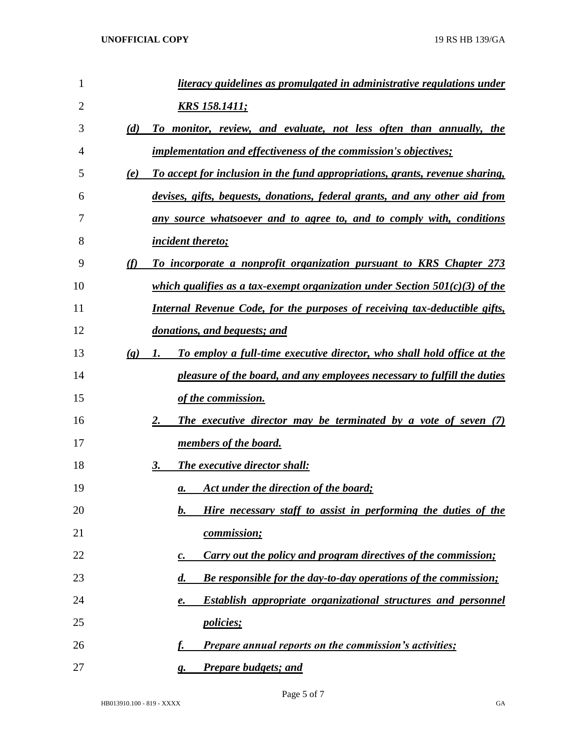*literacy guidelines as promulgated in administrative regulations under KRS 158.1411;*

*(d) To monitor, review, and evaluate, not less often than annually, the implementation and effectiveness of the commission's objectives;*

*(e) To accept for inclusion in the fund appropriations, grants, revenue sharing, devises, gifts, bequests, donations, federal grants, and any other aid from any source whatsoever and to agree to, and to comply with, conditions incident thereto;*

*(f) To incorporate a nonprofit organization pursuant to KRS Chapter 273 which qualifies as a tax-exempt organization under Section 501(c)(3) of the Internal Revenue Code, for the purposes of receiving tax-deductible gifts, donations, and bequests; and*

*(g) 1. To employ a full-time executive director, who shall hold office at the pleasure of the board, and any employees necessary to fulfill the duties of the commission.*

*2. The executive director may be terminated by a vote of seven (7) members of the board.*

*3. The executive director shall:*

*a. Act under the direction of the board;*

*b. Hire necessary staff to assist in performing the duties of the commission;*

*c. Carry out the policy and program directives of the commission;*

*d. Be responsible for the day-to-day operations of the commission;*

*e. Establish appropriate organizational structures and personnel policies;*

*f. Prepare annual reports on the commission's activities;*

*g. Prepare budgets; and*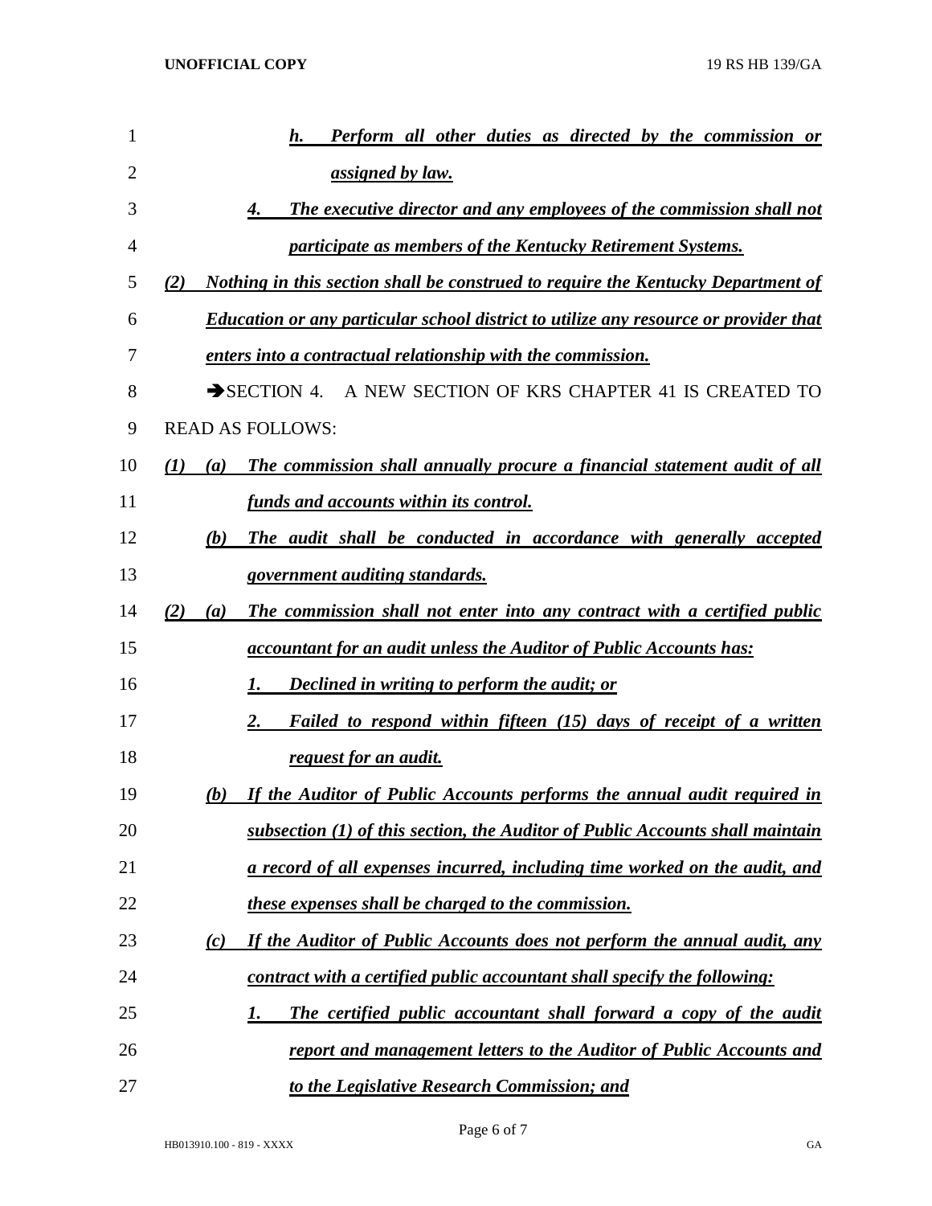***h. Perform all other duties as directed by the commission or assigned by law.***

***4. The executive director and any employees of the commission shall not participate as members of the Kentucky Retirement Systems.***

***(2) Nothing in this section shall be construed to require the Kentucky Department of Education or any particular school district to utilize any resource or provider that enters into a contractual relationship with the commission.***

➔SECTION 4. A NEW SECTION OF KRS CHAPTER 41 IS CREATED TO READ AS FOLLOWS:

***(1) (a) The commission shall annually procure a financial statement audit of all funds and accounts within its control.***

***(b) The audit shall be conducted in accordance with generally accepted government auditing standards.***

***(2) (a) The commission shall not enter into any contract with a certified public accountant for an audit unless the Auditor of Public Accounts has:***

***1. Declined in writing to perform the audit; or***

***2. Failed to respond within fifteen (15) days of receipt of a written request for an audit.***

***(b) If the Auditor of Public Accounts performs the annual audit required in subsection (1) of this section, the Auditor of Public Accounts shall maintain a record of all expenses incurred, including time worked on the audit, and these expenses shall be charged to the commission.***

***(c) If the Auditor of Public Accounts does not perform the annual audit, any contract with a certified public accountant shall specify the following:***

***1. The certified public accountant shall forward a copy of the audit report and management letters to the Auditor of Public Accounts and to the Legislative Research Commission; and***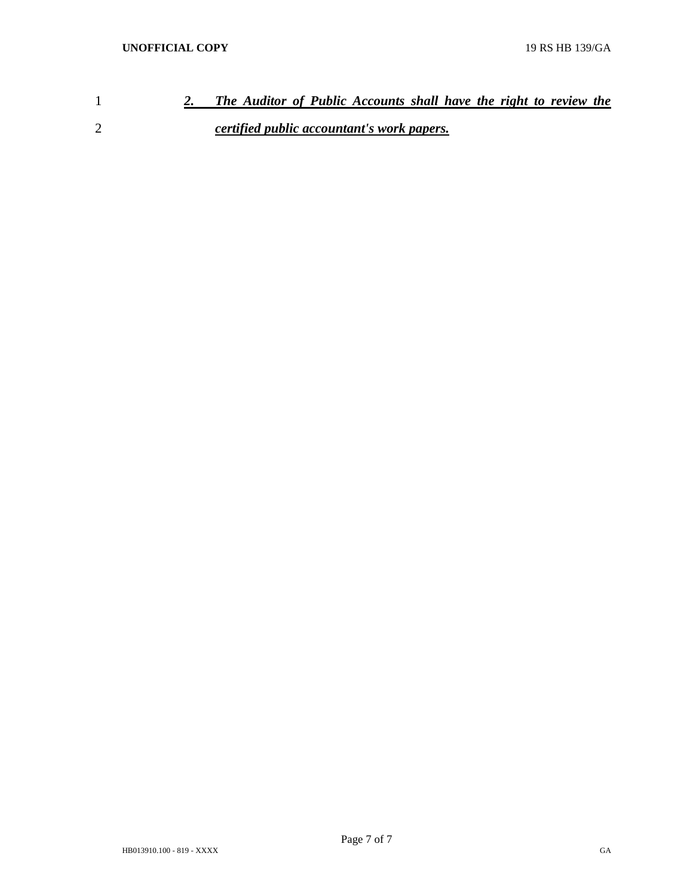***2. The Auditor of Public Accounts shall have the right to review the certified public accountant's work papers.***